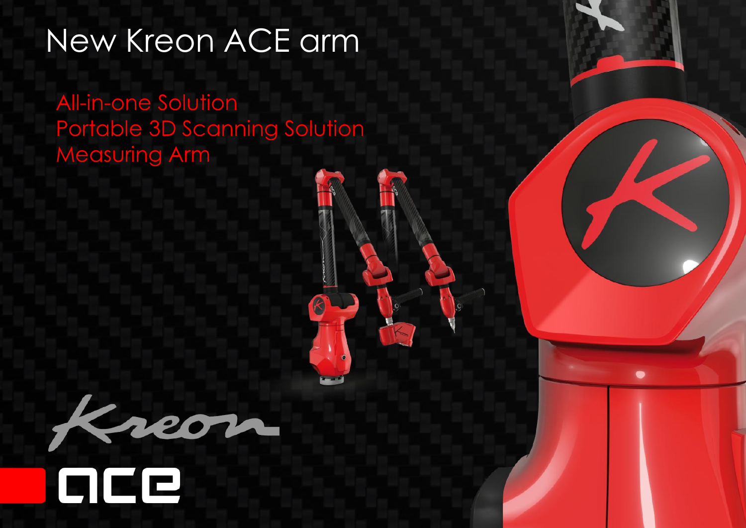# New Kreon ACE arm

All-in-one Solution
Portable 3D Scanning Solution
Measuring Arm

Kreon

ace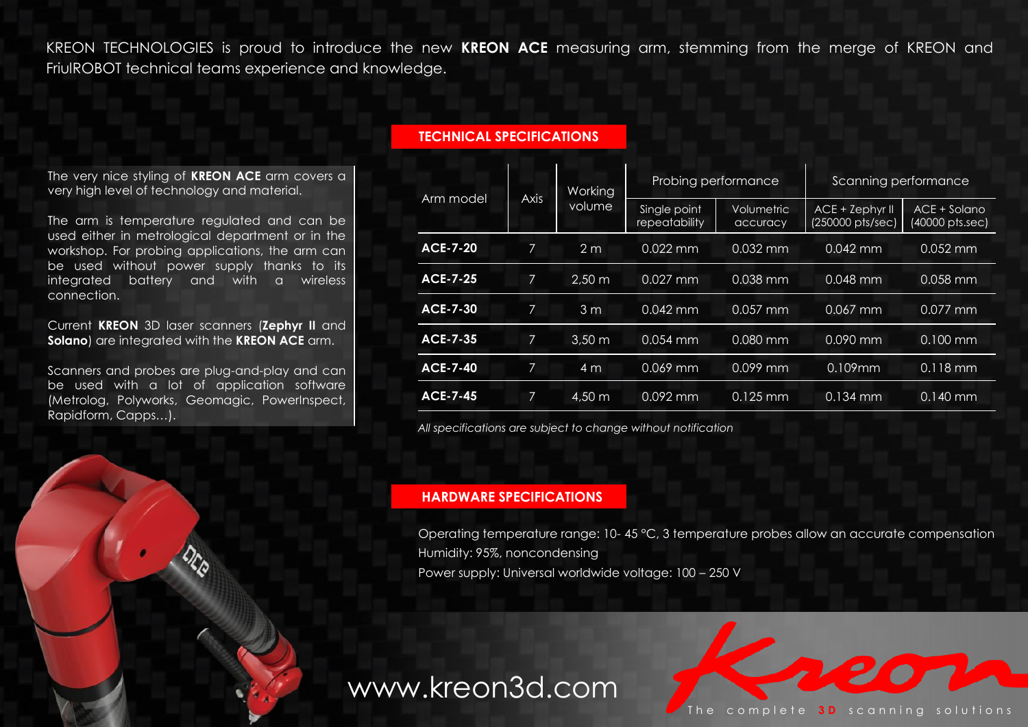KREON TECHNOLOGIES is proud to introduce the new **KREON ACE** measuring arm, stemming from the merge of KREON and FriulROBOT technical teams experience and knowledge.

The very nice styling of **KREON ACE** arm covers a very high level of technology and material.

The arm is temperature regulated and can be used either in metrological department or in the workshop. For probing applications, the arm can be used without power supply thanks to its integrated battery and with a wireless connection.

Current **KREON** 3D laser scanners (**Zephyr II** and **Solano**) are integrated with the **KREON ACE** arm.

Scanners and probes are plug-and-play and can be used with a lot of application software (Metrolog, Polyworks, Geomagic, PowerInspect, Rapidform, Capps…).

## TECHNICAL SPECIFICATIONS

| Arm model | Axis | Working volume | Probing performance | | Scanning performance | |
|---|---|---|---|---|---|---|
| | | | Single point repeatability | Volumetric accuracy | ACE + Zephyr II (250000 pts/sec) | ACE + Solano (40000 pts.sec) |
| **ACE-7-20** | 7 | 2 m | 0.022 mm | 0.032 mm | 0.042 mm | 0.052 mm |
| **ACE-7-25** | 7 | 2,50 m | 0.027 mm | 0.038 mm | 0.048 mm | 0.058 mm |
| **ACE-7-30** | 7 | 3 m | 0.042 mm | 0.057 mm | 0.067 mm | 0.077 mm |
| **ACE-7-35** | 7 | 3,50 m | 0.054 mm | 0.080 mm | 0.090 mm | 0.100 mm |
| **ACE-7-40** | 7 | 4 m | 0.069 mm | 0.099 mm | 0.109mm | 0.118 mm |
| **ACE-7-45** | 7 | 4,50 m | 0.092 mm | 0.125 mm | 0.134 mm | 0.140 mm |

*All specifications are subject to change without notification*

## HARDWARE SPECIFICATIONS

Operating temperature range: 10- 45 °C, 3 temperature probes allow an accurate compensation
Humidity: 95%, noncondensing
Power supply: Universal worldwide voltage: 100 – 250 V

www.kreon3d.com

Kreon
The complete **3D** scanning solutions